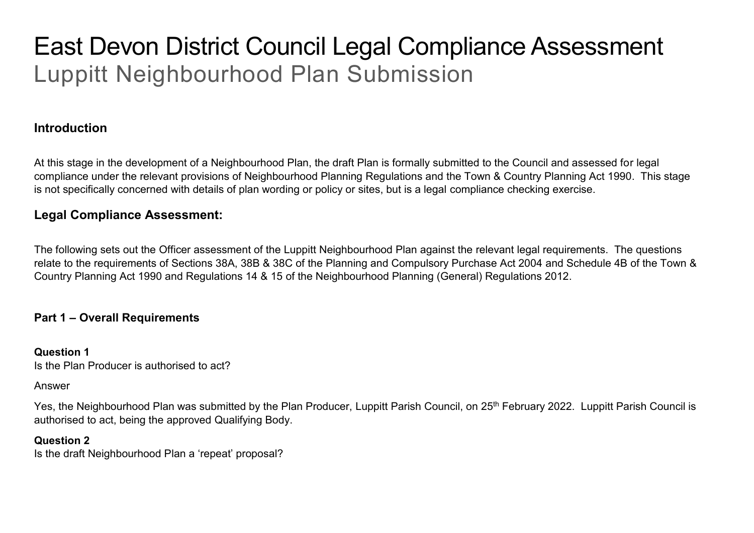# East Devon District Council Legal Compliance Assessment

Luppitt Neighbourhood Plan Submission

## Introduction

At this stage in the development of a Neighbourhood Plan, the draft Plan is formally submitted to the Council and assessed for legal compliance under the relevant provisions of Neighbourhood Planning Regulations and the Town & Country Planning Act 1990. This stage is not specifically concerned with details of plan wording or policy or sites, but is a legal compliance checking exercise.

## Legal Compliance Assessment:

The following sets out the Officer assessment of the Luppitt Neighbourhood Plan against the relevant legal requirements. The questions relate to the requirements of Sections 38A, 38B & 38C of the Planning and Compulsory Purchase Act 2004 and Schedule 4B of the Town & Country Planning Act 1990 and Regulations 14 & 15 of the Neighbourhood Planning (General) Regulations 2012.

### Part 1 – Overall Requirements

**Question 1**
Is the Plan Producer is authorised to act?

Answer

Yes, the Neighbourhood Plan was submitted by the Plan Producer, Luppitt Parish Council, on 25th February 2022. Luppitt Parish Council is authorised to act, being the approved Qualifying Body.

**Question 2**
Is the draft Neighbourhood Plan a 'repeat' proposal?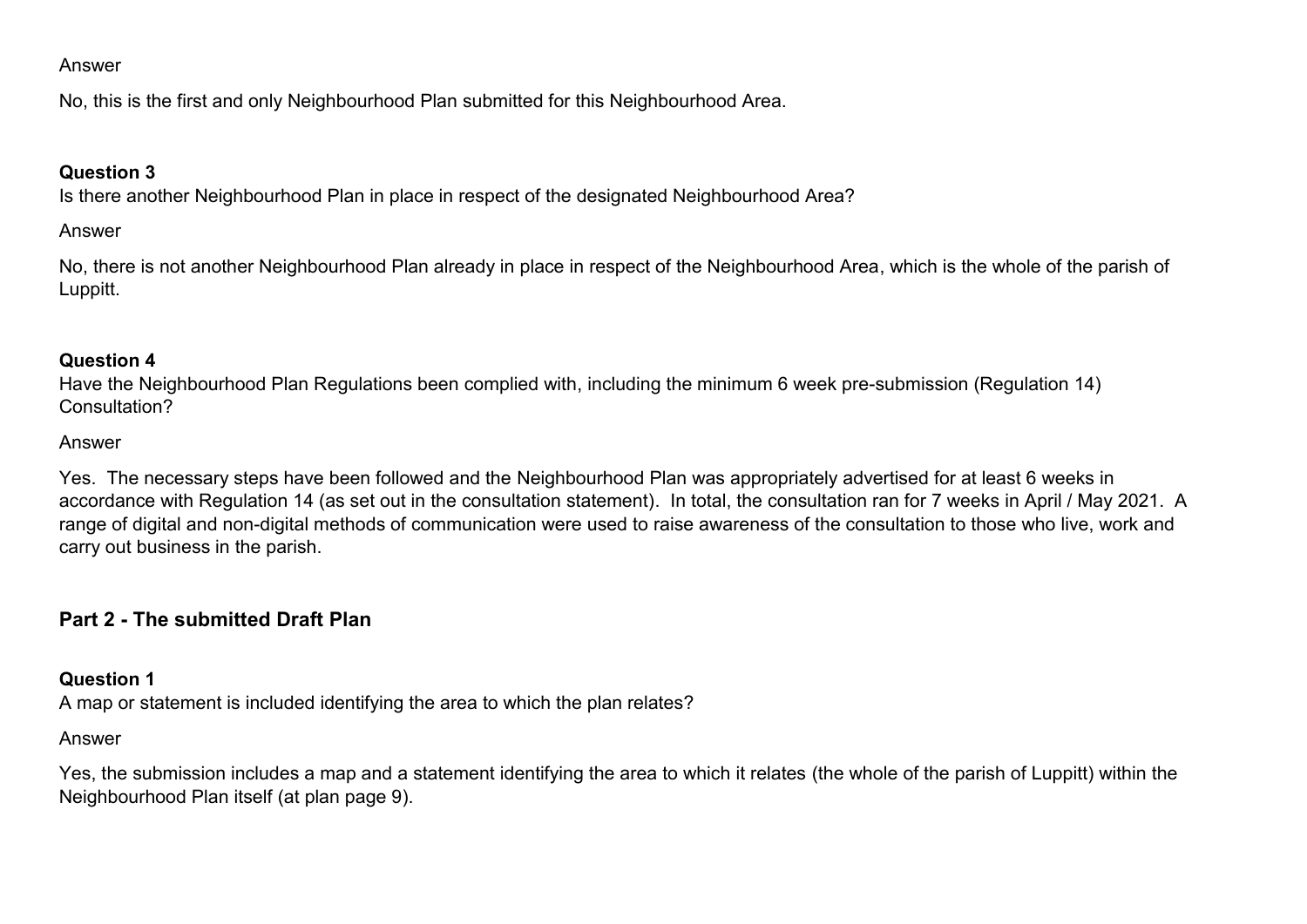Answer

No, this is the first and only Neighbourhood Plan submitted for this Neighbourhood Area.

**Question 3**
Is there another Neighbourhood Plan in place in respect of the designated Neighbourhood Area?

Answer

No, there is not another Neighbourhood Plan already in place in respect of the Neighbourhood Area, which is the whole of the parish of Luppitt.

**Question 4**
Have the Neighbourhood Plan Regulations been complied with, including the minimum 6 week pre-submission (Regulation 14) Consultation?

Answer

Yes. The necessary steps have been followed and the Neighbourhood Plan was appropriately advertised for at least 6 weeks in accordance with Regulation 14 (as set out in the consultation statement). In total, the consultation ran for 7 weeks in April / May 2021. A range of digital and non-digital methods of communication were used to raise awareness of the consultation to those who live, work and carry out business in the parish.

## Part 2 - The submitted Draft Plan

**Question 1**
A map or statement is included identifying the area to which the plan relates?

Answer

Yes, the submission includes a map and a statement identifying the area to which it relates (the whole of the parish of Luppitt) within the Neighbourhood Plan itself (at plan page 9).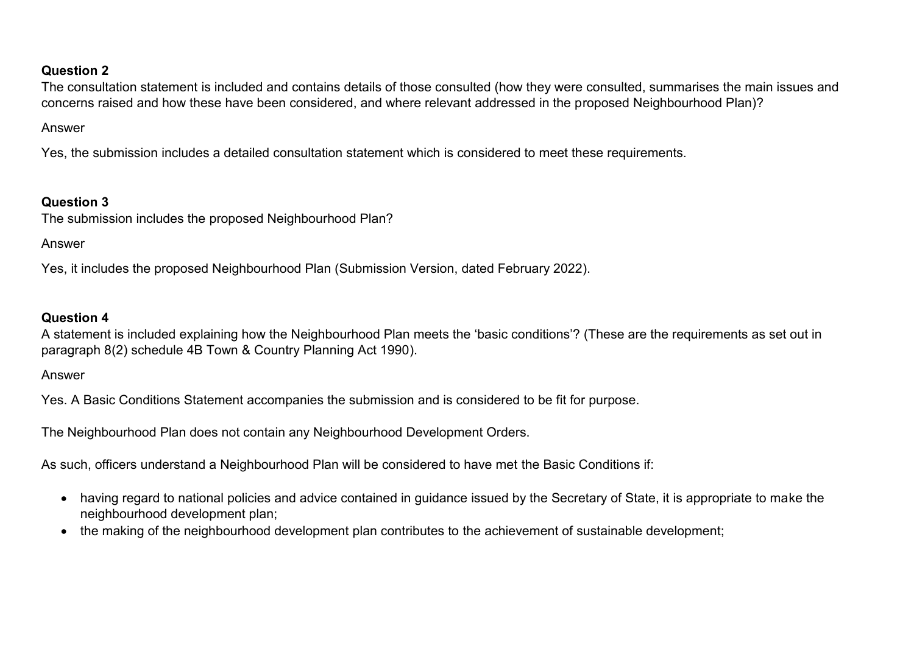**Question 2**

The consultation statement is included and contains details of those consulted (how they were consulted, summarises the main issues and concerns raised and how these have been considered, and where relevant addressed in the proposed Neighbourhood Plan)?

Answer

Yes, the submission includes a detailed consultation statement which is considered to meet these requirements.

**Question 3**

The submission includes the proposed Neighbourhood Plan?

Answer

Yes, it includes the proposed Neighbourhood Plan (Submission Version, dated February 2022).

**Question 4**

A statement is included explaining how the Neighbourhood Plan meets the 'basic conditions'? (These are the requirements as set out in paragraph 8(2) schedule 4B Town & Country Planning Act 1990).

Answer

Yes. A Basic Conditions Statement accompanies the submission and is considered to be fit for purpose.

The Neighbourhood Plan does not contain any Neighbourhood Development Orders.

As such, officers understand a Neighbourhood Plan will be considered to have met the Basic Conditions if:

- having regard to national policies and advice contained in guidance issued by the Secretary of State, it is appropriate to make the neighbourhood development plan;
- the making of the neighbourhood development plan contributes to the achievement of sustainable development;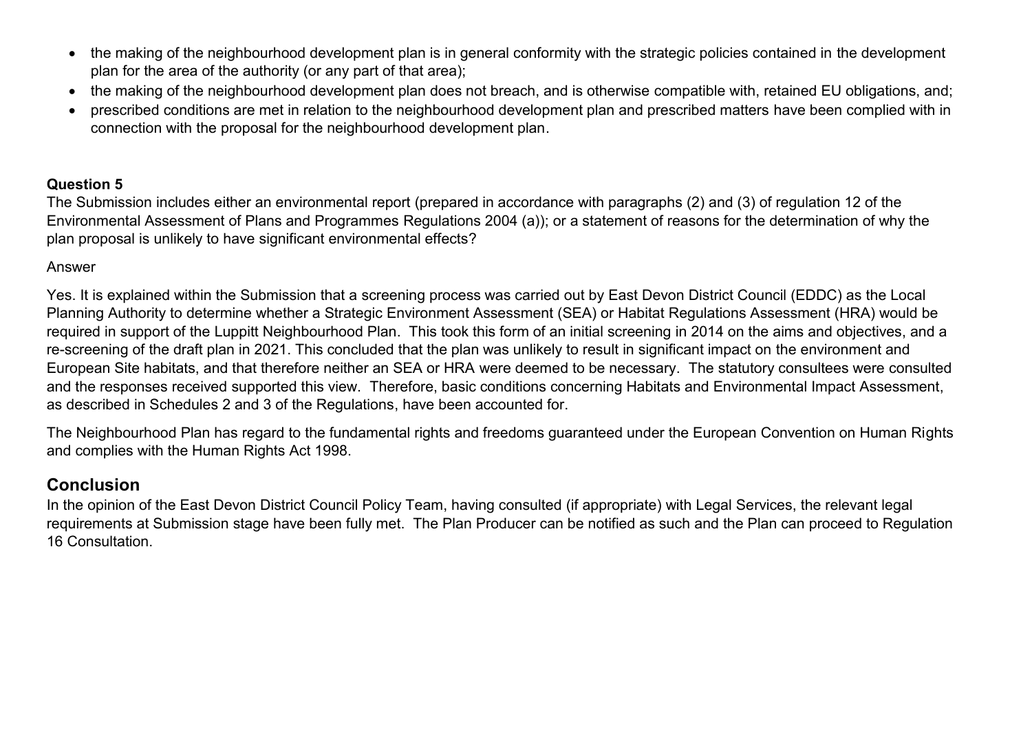- the making of the neighbourhood development plan is in general conformity with the strategic policies contained in the development plan for the area of the authority (or any part of that area);
- the making of the neighbourhood development plan does not breach, and is otherwise compatible with, retained EU obligations, and;
- prescribed conditions are met in relation to the neighbourhood development plan and prescribed matters have been complied with in connection with the proposal for the neighbourhood development plan.

**Question 5**

The Submission includes either an environmental report (prepared in accordance with paragraphs (2) and (3) of regulation 12 of the Environmental Assessment of Plans and Programmes Regulations 2004 (a)); or a statement of reasons for the determination of why the plan proposal is unlikely to have significant environmental effects?

Answer

Yes. It is explained within the Submission that a screening process was carried out by East Devon District Council (EDDC) as the Local Planning Authority to determine whether a Strategic Environment Assessment (SEA) or Habitat Regulations Assessment (HRA) would be required in support of the Luppitt Neighbourhood Plan. This took this form of an initial screening in 2014 on the aims and objectives, and a re-screening of the draft plan in 2021. This concluded that the plan was unlikely to result in significant impact on the environment and European Site habitats, and that therefore neither an SEA or HRA were deemed to be necessary. The statutory consultees were consulted and the responses received supported this view. Therefore, basic conditions concerning Habitats and Environmental Impact Assessment, as described in Schedules 2 and 3 of the Regulations, have been accounted for.

The Neighbourhood Plan has regard to the fundamental rights and freedoms guaranteed under the European Convention on Human Rights and complies with the Human Rights Act 1998.

## Conclusion

In the opinion of the East Devon District Council Policy Team, having consulted (if appropriate) with Legal Services, the relevant legal requirements at Submission stage have been fully met. The Plan Producer can be notified as such and the Plan can proceed to Regulation 16 Consultation.